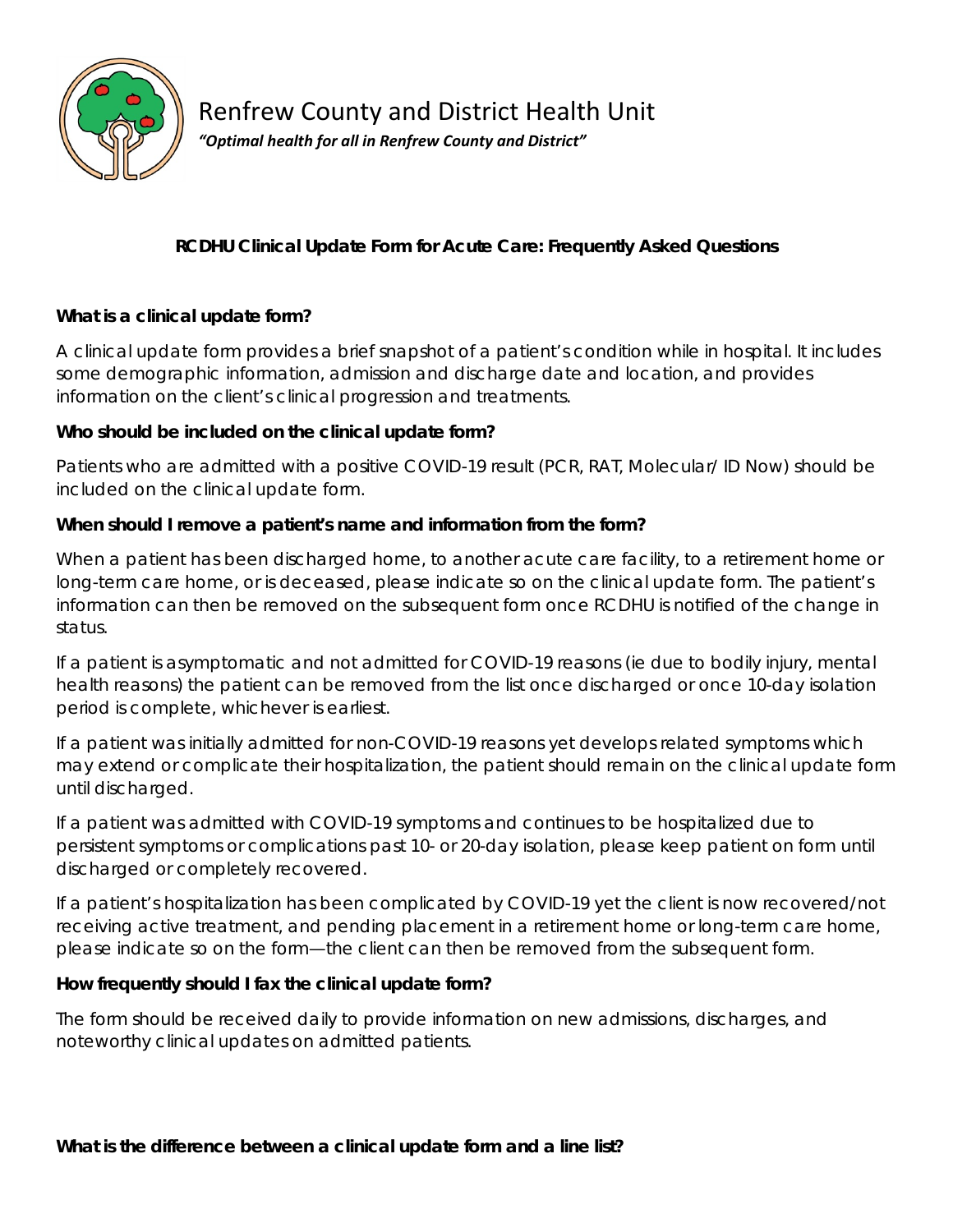# Renfrew County and District Health Unit

*"Optimal health for all in Renfrew County and District"*

## RCDHU Clinical Update Form for Acute Care: Frequently Asked Questions

### What is a clinical update form?

A clinical update form provides a brief snapshot of a patient's condition while in hospital. It includes some demographic information, admission and discharge date and location, and provides information on the client's clinical progression and treatments.

### Who should be included on the clinical update form?

Patients who are admitted with a positive COVID-19 result (PCR, RAT, Molecular/ ID Now) should be included on the clinical update form.

### When should I remove a patient's name and information from the form?

When a patient has been discharged home, to another acute care facility, to a retirement home or long-term care home, or is deceased, please indicate so on the clinical update form. The patient's information can then be removed on the subsequent form once RCDHU is notified of the change in status.

If a patient is asymptomatic and not admitted for COVID-19 reasons (ie due to bodily injury, mental health reasons) the patient can be removed from the list once discharged or once 10-day isolation period is complete, whichever is earliest.

If a patient was initially admitted for non-COVID-19 reasons yet develops related symptoms which may extend or complicate their hospitalization, the patient should remain on the clinical update form until discharged.

If a patient was admitted with COVID-19 symptoms and continues to be hospitalized due to persistent symptoms or complications past 10- or 20-day isolation, please keep patient on form until discharged or completely recovered.

If a patient's hospitalization has been complicated by COVID-19 yet the client is now recovered/not receiving active treatment, and pending placement in a retirement home or long-term care home, please indicate so on the form—the client can then be removed from the subsequent form.

### How frequently should I fax the clinical update form?

The form should be received daily to provide information on new admissions, discharges, and noteworthy clinical updates on admitted patients.

### What is the difference between a clinical update form and a line list?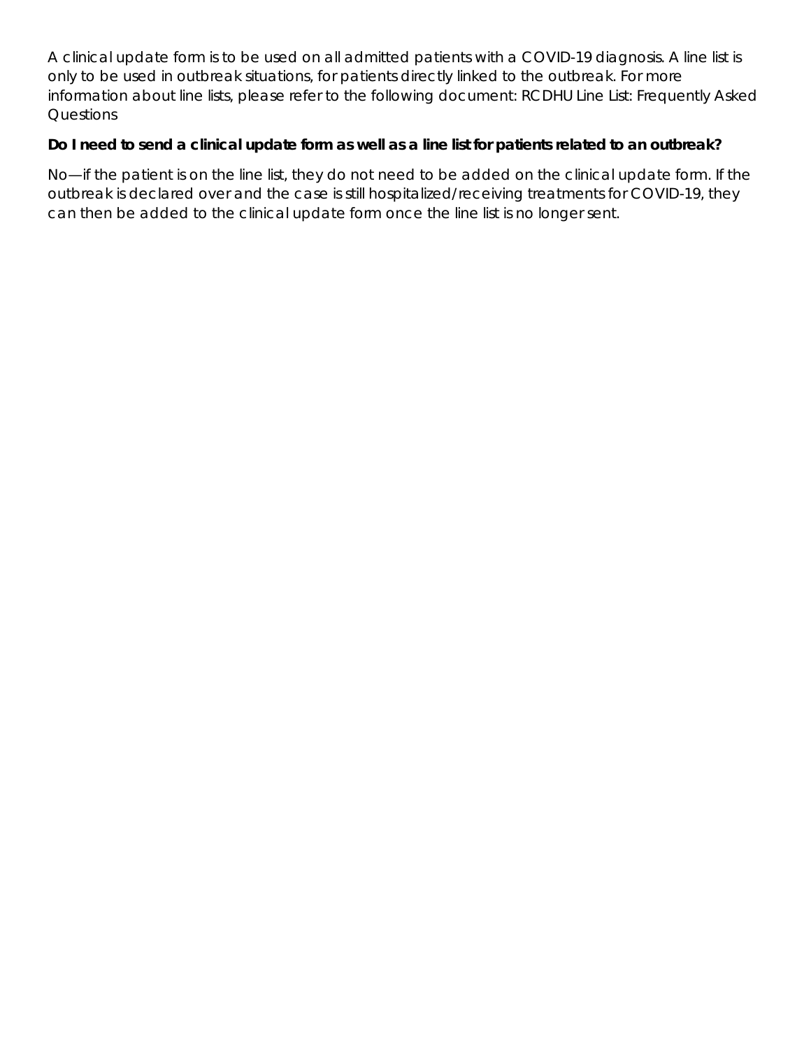A clinical update form is to be used on all admitted patients with a COVID-19 diagnosis. A line list is only to be used in outbreak situations, for patients directly linked to the outbreak. For more information about line lists, please refer to the following document: RCDHU Line List: Frequently Asked Questions

**Do I need to send a clinical update form as well as a line list for patients related to an outbreak?**

No—if the patient is on the line list, they do not need to be added on the clinical update form. If the outbreak is declared over and the case is still hospitalized/receiving treatments for COVID-19, they can then be added to the clinical update form once the line list is no longer sent.